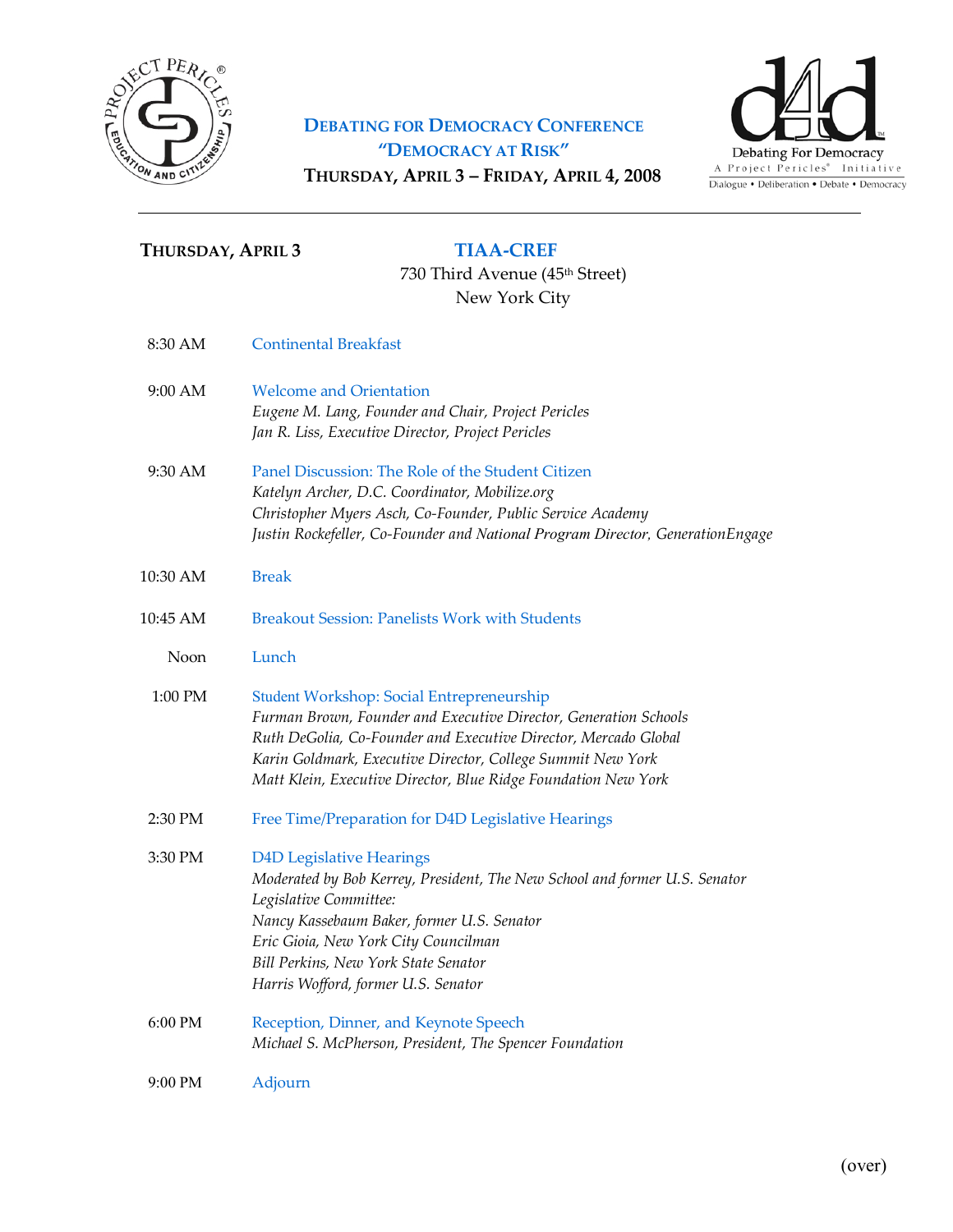# Debating for Democracy Conference
## "Democracy at Risk"
### Thursday, April 3 – Friday, April 4, 2008

---

**Thursday, April 3**

**TIAA-CREF**
730 Third Avenue (45th Street)
New York City

**8:30 AM** — Continental Breakfast

**9:00 AM** — Welcome and Orientation
*Eugene M. Lang, Founder and Chair, Project Pericles*
*Jan R. Liss, Executive Director, Project Pericles*

**9:30 AM** — Panel Discussion: The Role of the Student Citizen
*Katelyn Archer, D.C. Coordinator, Mobilize.org*
*Christopher Myers Asch, Co-Founder, Public Service Academy*
*Justin Rockefeller, Co-Founder and National Program Director, GenerationEngage*

**10:30 AM** — Break

**10:45 AM** — Breakout Session: Panelists Work with Students

**Noon** — Lunch

**1:00 PM** — Student Workshop: Social Entrepreneurship
*Furman Brown, Founder and Executive Director, Generation Schools*
*Ruth DeGolia, Co-Founder and Executive Director, Mercado Global*
*Karin Goldmark, Executive Director, College Summit New York*
*Matt Klein, Executive Director, Blue Ridge Foundation New York*

**2:30 PM** — Free Time/Preparation for D4D Legislative Hearings

**3:30 PM** — D4D Legislative Hearings
*Moderated by Bob Kerrey, President, The New School and former U.S. Senator*
*Legislative Committee:*
*Nancy Kassebaum Baker, former U.S. Senator*
*Eric Gioia, New York City Councilman*
*Bill Perkins, New York State Senator*
*Harris Wofford, former U.S. Senator*

**6:00 PM** — Reception, Dinner, and Keynote Speech
*Michael S. McPherson, President, The Spencer Foundation*

**9:00 PM** — Adjourn

(over)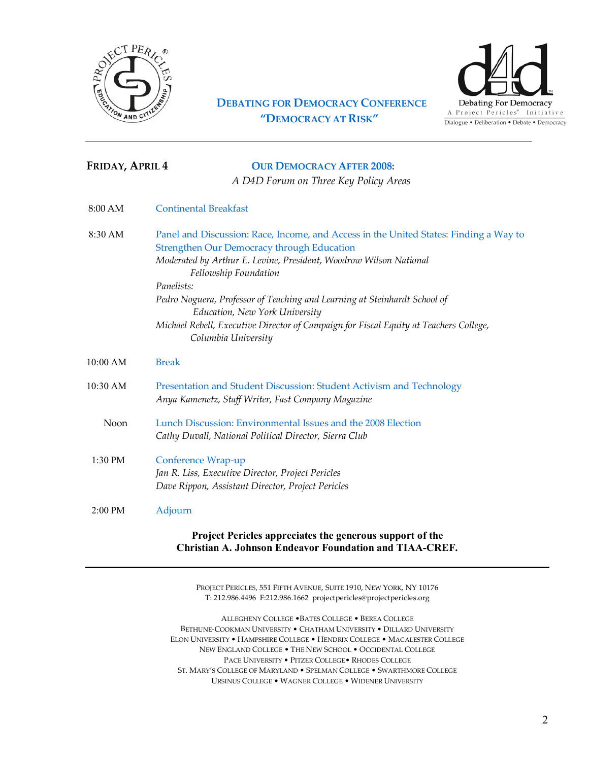**DEBATING FOR DEMOCRACY CONFERENCE**
**"DEMOCRACY AT RISK"**

Debating For Democracy
A Project Pericles® Initiative
Dialogue • Deliberation • Debate • Democracy

---

## FRIDAY, APRIL 4

### OUR DEMOCRACY AFTER 2008:
*A D4D Forum on Three Key Policy Areas*

**8:00 AM** — Continental Breakfast

**8:30 AM** — Panel and Discussion: Race, Income, and Access in the United States: Finding a Way to Strengthen Our Democracy through Education
*Moderated by Arthur E. Levine, President, Woodrow Wilson National Fellowship Foundation*
*Panelists:*
*Pedro Noguera, Professor of Teaching and Learning at Steinhardt School of Education, New York University*
*Michael Rebell, Executive Director of Campaign for Fiscal Equity at Teachers College, Columbia University*

**10:00 AM** — Break

**10:30 AM** — Presentation and Student Discussion: Student Activism and Technology
*Anya Kamenetz, Staff Writer, Fast Company Magazine*

**Noon** — Lunch Discussion: Environmental Issues and the 2008 Election
*Cathy Duvall, National Political Director, Sierra Club*

**1:30 PM** — Conference Wrap-up
*Jan R. Liss, Executive Director, Project Pericles*
*Dave Rippon, Assistant Director, Project Pericles*

**2:00 PM** — Adjourn

**Project Pericles appreciates the generous support of the Christian A. Johnson Endeavor Foundation and TIAA-CREF.**

---

PROJECT PERICLES, 551 FIFTH AVENUE, SUITE 1910, NEW YORK, NY 10176
T: 212.986.4496 F:212.986.1662 projectpericles@projectpericles.org

ALLEGHENY COLLEGE •BATES COLLEGE • BEREA COLLEGE
BETHUNE-COOKMAN UNIVERSITY • CHATHAM UNIVERSITY • DILLARD UNIVERSITY
ELON UNIVERSITY • HAMPSHIRE COLLEGE • HENDRIX COLLEGE • MACALESTER COLLEGE
NEW ENGLAND COLLEGE • THE NEW SCHOOL • OCCIDENTAL COLLEGE
PACE UNIVERSITY • PITZER COLLEGE• RHODES COLLEGE
ST. MARY'S COLLEGE OF MARYLAND • SPELMAN COLLEGE • SWARTHMORE COLLEGE
URSINUS COLLEGE • WAGNER COLLEGE • WIDENER UNIVERSITY